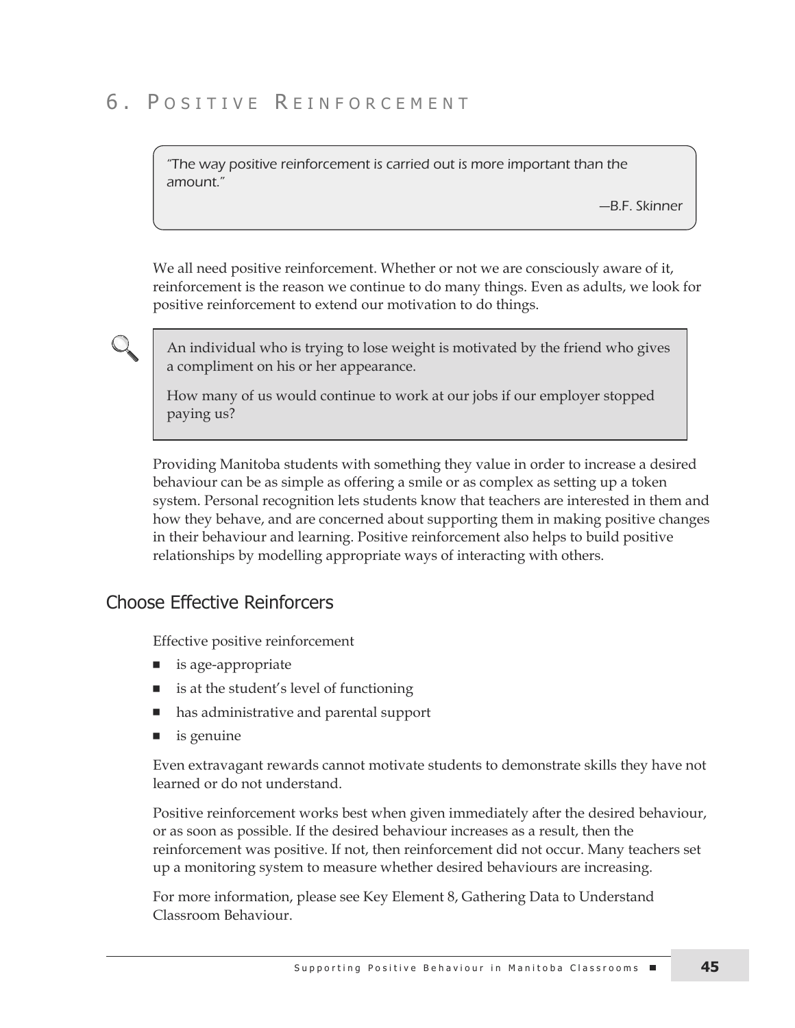# 6. Positive Reinforcement

> *"The way positive reinforcement is carried out is more important than the amount."*
>
> *—B.F. Skinner*

We all need positive reinforcement. Whether or not we are consciously aware of it, reinforcement is the reason we continue to do many things. Even as adults, we look for positive reinforcement to extend our motivation to do things.

> An individual who is trying to lose weight is motivated by the friend who gives a compliment on his or her appearance.
>
> How many of us would continue to work at our jobs if our employer stopped paying us?

Providing Manitoba students with something they value in order to increase a desired behaviour can be as simple as offering a smile or as complex as setting up a token system. Personal recognition lets students know that teachers are interested in them and how they behave, and are concerned about supporting them in making positive changes in their behaviour and learning. Positive reinforcement also helps to build positive relationships by modelling appropriate ways of interacting with others.

## Choose Effective Reinforcers

Effective positive reinforcement

- is age-appropriate
- is at the student's level of functioning
- has administrative and parental support
- is genuine

Even extravagant rewards cannot motivate students to demonstrate skills they have not learned or do not understand.

Positive reinforcement works best when given immediately after the desired behaviour, or as soon as possible. If the desired behaviour increases as a result, then the reinforcement was positive. If not, then reinforcement did not occur. Many teachers set up a monitoring system to measure whether desired behaviours are increasing.

For more information, please see Key Element 8, Gathering Data to Understand Classroom Behaviour.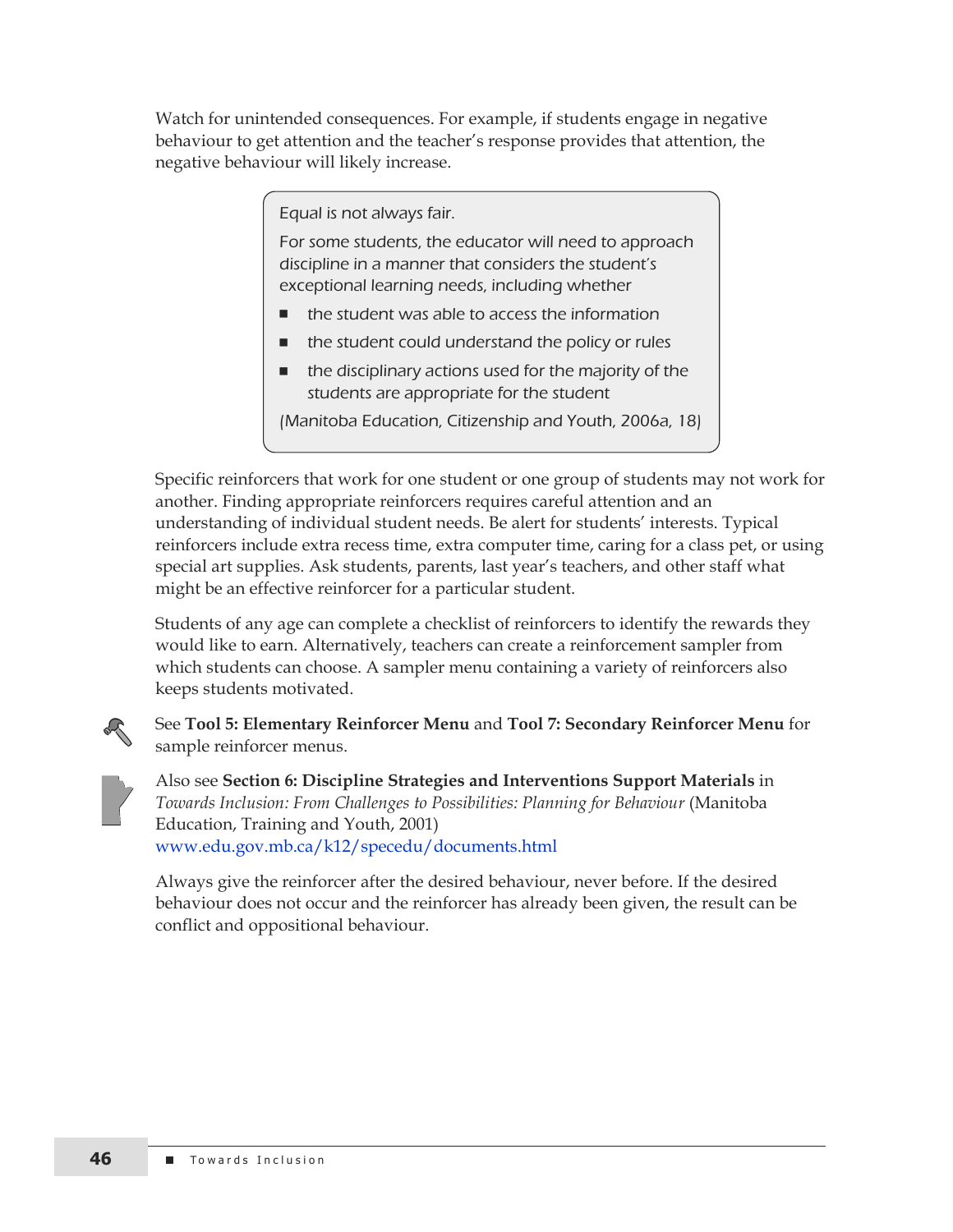Watch for unintended consequences. For example, if students engage in negative behaviour to get attention and the teacher's response provides that attention, the negative behaviour will likely increase.

> Equal is not always fair.
>
> For some students, the educator will need to approach discipline in a manner that considers the student's exceptional learning needs, including whether
>
> - the student was able to access the information
> - the student could understand the policy or rules
> - the disciplinary actions used for the majority of the students are appropriate for the student
>
> (Manitoba Education, Citizenship and Youth, 2006a, 18)

Specific reinforcers that work for one student or one group of students may not work for another. Finding appropriate reinforcers requires careful attention and an understanding of individual student needs. Be alert for students' interests. Typical reinforcers include extra recess time, extra computer time, caring for a class pet, or using special art supplies. Ask students, parents, last year's teachers, and other staff what might be an effective reinforcer for a particular student.

Students of any age can complete a checklist of reinforcers to identify the rewards they would like to earn. Alternatively, teachers can create a reinforcement sampler from which students can choose. A sampler menu containing a variety of reinforcers also keeps students motivated.

See **Tool 5: Elementary Reinforcer Menu** and **Tool 7: Secondary Reinforcer Menu** for sample reinforcer menus.

Also see **Section 6: Discipline Strategies and Interventions Support Materials** in *Towards Inclusion: From Challenges to Possibilities: Planning for Behaviour* (Manitoba Education, Training and Youth, 2001)
www.edu.gov.mb.ca/k12/specedu/documents.html

Always give the reinforcer after the desired behaviour, never before. If the desired behaviour does not occur and the reinforcer has already been given, the result can be conflict and oppositional behaviour.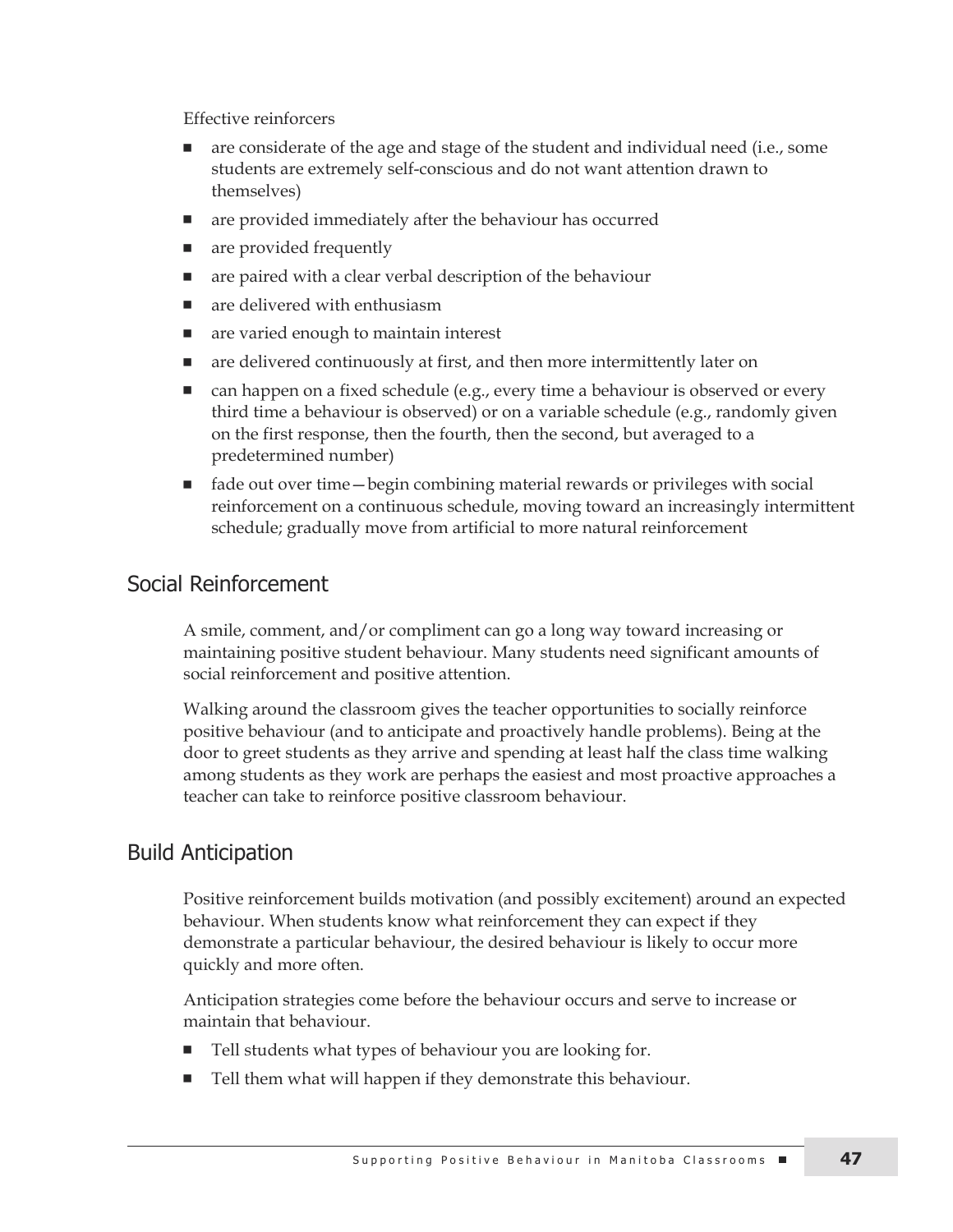Effective reinforcers

- are considerate of the age and stage of the student and individual need (i.e., some students are extremely self-conscious and do not want attention drawn to themselves)
- are provided immediately after the behaviour has occurred
- are provided frequently
- are paired with a clear verbal description of the behaviour
- are delivered with enthusiasm
- are varied enough to maintain interest
- are delivered continuously at first, and then more intermittently later on
- can happen on a fixed schedule (e.g., every time a behaviour is observed or every third time a behaviour is observed) or on a variable schedule (e.g., randomly given on the first response, then the fourth, then the second, but averaged to a predetermined number)
- fade out over time—begin combining material rewards or privileges with social reinforcement on a continuous schedule, moving toward an increasingly intermittent schedule; gradually move from artificial to more natural reinforcement

## Social Reinforcement

A smile, comment, and/or compliment can go a long way toward increasing or maintaining positive student behaviour. Many students need significant amounts of social reinforcement and positive attention.

Walking around the classroom gives the teacher opportunities to socially reinforce positive behaviour (and to anticipate and proactively handle problems). Being at the door to greet students as they arrive and spending at least half the class time walking among students as they work are perhaps the easiest and most proactive approaches a teacher can take to reinforce positive classroom behaviour.

## Build Anticipation

Positive reinforcement builds motivation (and possibly excitement) around an expected behaviour. When students know what reinforcement they can expect if they demonstrate a particular behaviour, the desired behaviour is likely to occur more quickly and more often.

Anticipation strategies come before the behaviour occurs and serve to increase or maintain that behaviour.

- Tell students what types of behaviour you are looking for.
- Tell them what will happen if they demonstrate this behaviour.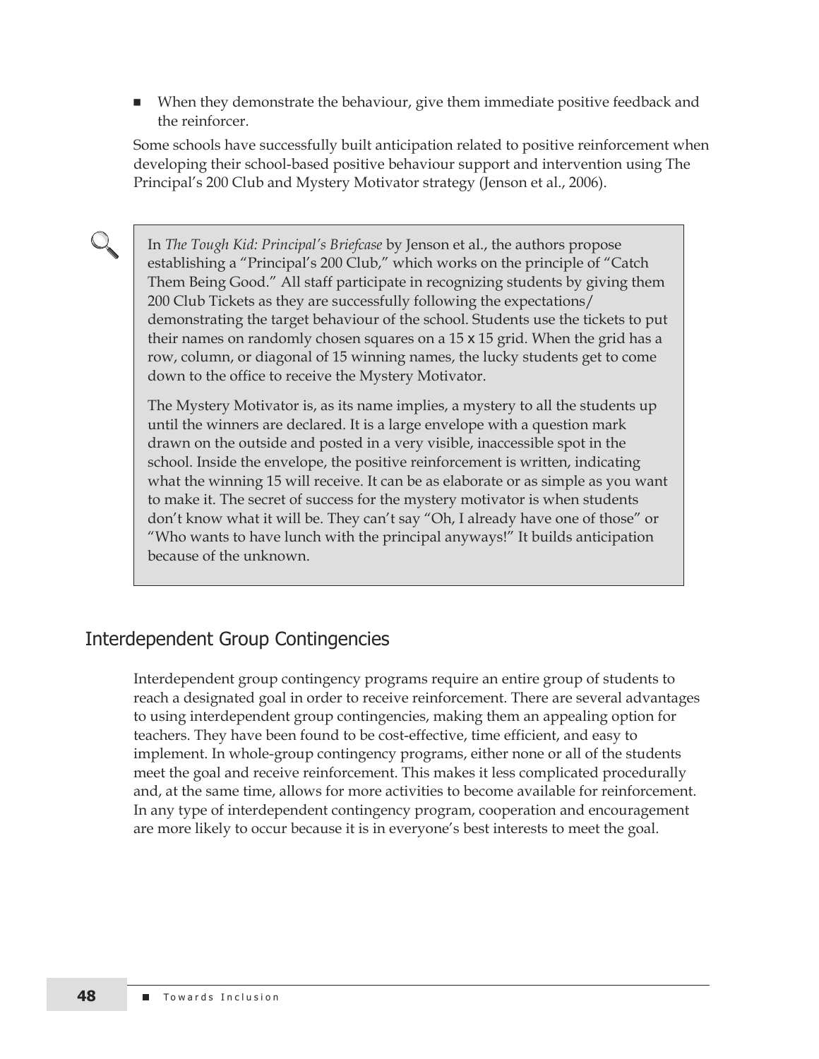- When they demonstrate the behaviour, give them immediate positive feedback and the reinforcer.

Some schools have successfully built anticipation related to positive reinforcement when developing their school-based positive behaviour support and intervention using The Principal's 200 Club and Mystery Motivator strategy (Jenson et al., 2006).

> In *The Tough Kid: Principal's Briefcase* by Jenson et al., the authors propose establishing a "Principal's 200 Club," which works on the principle of "Catch Them Being Good." All staff participate in recognizing students by giving them 200 Club Tickets as they are successfully following the expectations/ demonstrating the target behaviour of the school. Students use the tickets to put their names on randomly chosen squares on a 15 x 15 grid. When the grid has a row, column, or diagonal of 15 winning names, the lucky students get to come down to the office to receive the Mystery Motivator.
>
> The Mystery Motivator is, as its name implies, a mystery to all the students up until the winners are declared. It is a large envelope with a question mark drawn on the outside and posted in a very visible, inaccessible spot in the school. Inside the envelope, the positive reinforcement is written, indicating what the winning 15 will receive. It can be as elaborate or as simple as you want to make it. The secret of success for the mystery motivator is when students don't know what it will be. They can't say "Oh, I already have one of those" or "Who wants to have lunch with the principal anyways!" It builds anticipation because of the unknown.

## Interdependent Group Contingencies

Interdependent group contingency programs require an entire group of students to reach a designated goal in order to receive reinforcement. There are several advantages to using interdependent group contingencies, making them an appealing option for teachers. They have been found to be cost-effective, time efficient, and easy to implement. In whole-group contingency programs, either none or all of the students meet the goal and receive reinforcement. This makes it less complicated procedurally and, at the same time, allows for more activities to become available for reinforcement. In any type of interdependent contingency program, cooperation and encouragement are more likely to occur because it is in everyone's best interests to meet the goal.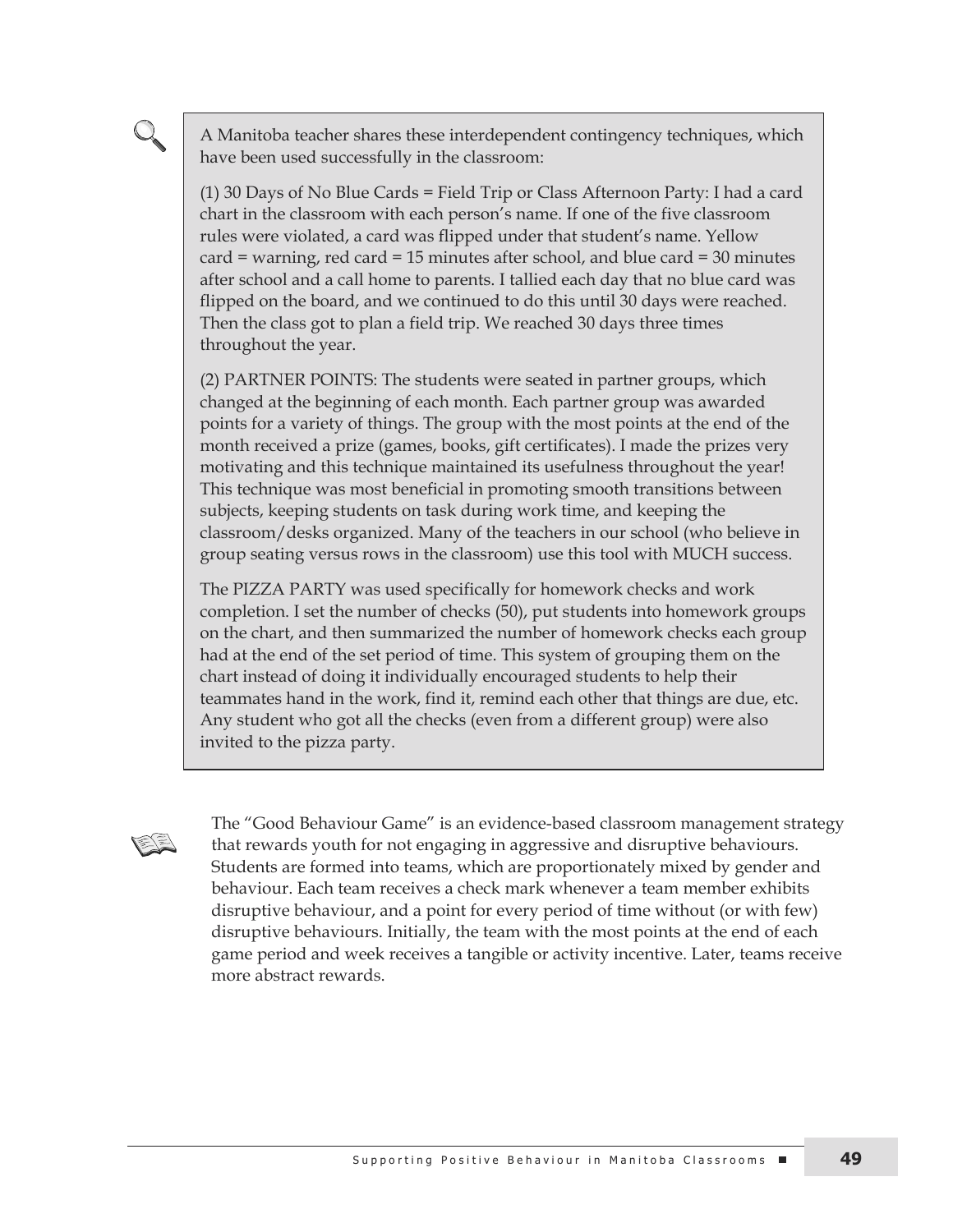A Manitoba teacher shares these interdependent contingency techniques, which have been used successfully in the classroom:

(1) 30 Days of No Blue Cards = Field Trip or Class Afternoon Party: I had a card chart in the classroom with each person's name. If one of the five classroom rules were violated, a card was flipped under that student's name. Yellow card = warning, red card = 15 minutes after school, and blue card = 30 minutes after school and a call home to parents. I tallied each day that no blue card was flipped on the board, and we continued to do this until 30 days were reached. Then the class got to plan a field trip. We reached 30 days three times throughout the year.

(2) PARTNER POINTS: The students were seated in partner groups, which changed at the beginning of each month. Each partner group was awarded points for a variety of things. The group with the most points at the end of the month received a prize (games, books, gift certificates). I made the prizes very motivating and this technique maintained its usefulness throughout the year! This technique was most beneficial in promoting smooth transitions between subjects, keeping students on task during work time, and keeping the classroom/desks organized. Many of the teachers in our school (who believe in group seating versus rows in the classroom) use this tool with MUCH success.

The PIZZA PARTY was used specifically for homework checks and work completion. I set the number of checks (50), put students into homework groups on the chart, and then summarized the number of homework checks each group had at the end of the set period of time. This system of grouping them on the chart instead of doing it individually encouraged students to help their teammates hand in the work, find it, remind each other that things are due, etc. Any student who got all the checks (even from a different group) were also invited to the pizza party.

The "Good Behaviour Game" is an evidence-based classroom management strategy that rewards youth for not engaging in aggressive and disruptive behaviours. Students are formed into teams, which are proportionately mixed by gender and behaviour. Each team receives a check mark whenever a team member exhibits disruptive behaviour, and a point for every period of time without (or with few) disruptive behaviours. Initially, the team with the most points at the end of each game period and week receives a tangible or activity incentive. Later, teams receive more abstract rewards.